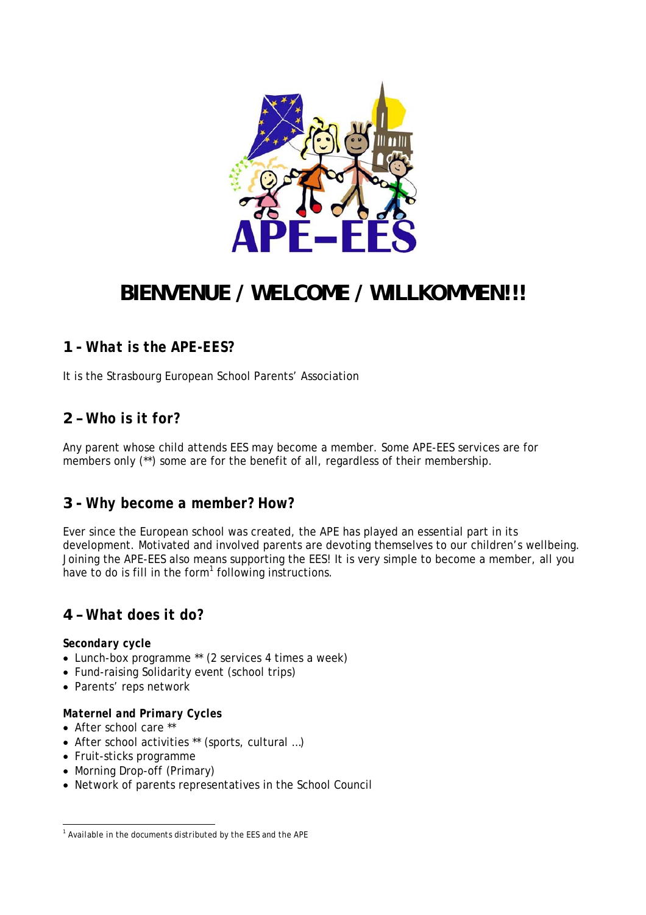# BIENVENUE / WELCOME / WILLKOMMEN!!!

## 1 – *What is the APE-EES?*

It is the Strasbourg European School Parents' Association

## 2 – Who is it for?

Any parent whose child attends EES may become a member. Some APE-EES services are for members only (**) some are for the benefit of all, regardless of their membership.

## 3 – Why become a member? How?

Ever since the European school was created, the APE has played an essential part in its development. Motivated and involved parents are devoting themselves to our children's wellbeing. Joining the APE-EES also means supporting the EES! It is very simple to become a member, all you have to do is fill in the form[1] following instructions.

## 4 – What does it do?

***Secondary cycle***

- Lunch-box programme ** (2 services 4 times a week)
- Fund-raising Solidarity event (school trips)
- Parents' reps network

***Maternel and Primary Cycles***

- After school care **
- After school activities ** (sports, cultural …)
- Fruit-sticks programme
- Morning Drop-off (Primary)
- Network of parents representatives in the School Council

---

[1] Available in the documents distributed by the EES and the APE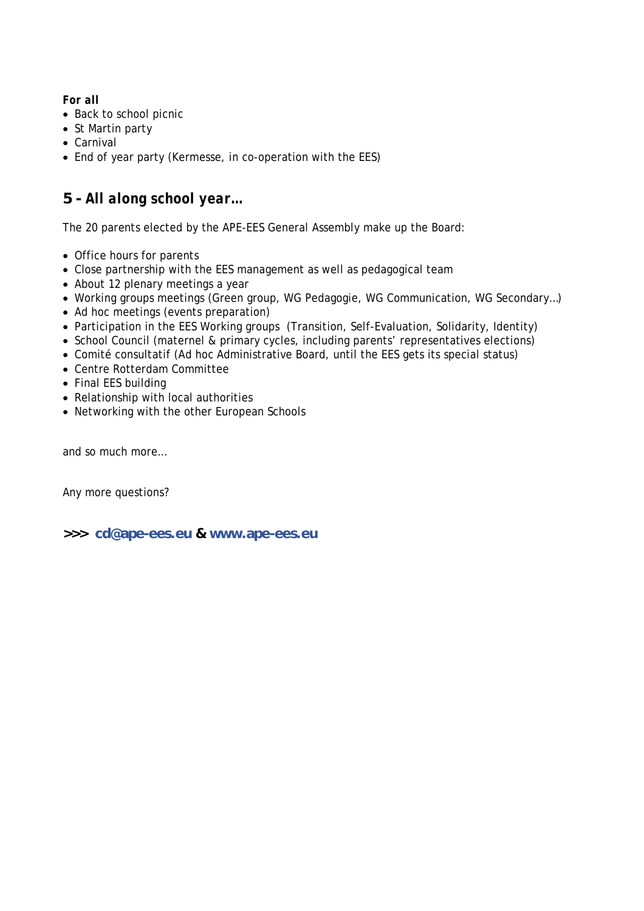**For all**

- Back to school picnic
- St Martin party
- Carnival
- End of year party (Kermesse, in co-operation with the EES)

## *5 – All along school year…*

The 20 parents elected by the APE-EES General Assembly make up the Board:

- Office hours for parents
- Close partnership with the EES management as well as pedagogical team
- About 12 plenary meetings a year
- Working groups meetings (Green group, WG Pedagogie, WG Communication, WG Secondary…)
- Ad hoc meetings (events preparation)
- Participation in the EES Working groups (Transition, Self-Evaluation, Solidarity, Identity)
- School Council (maternel & primary cycles, including parents' representatives elections)
- Comité consultatif (Ad hoc Administrative Board, until the EES gets its special status)
- Centre Rotterdam Committee
- Final EES building
- Relationship with local authorities
- Networking with the other European Schools

and so much more…

Any more questions?

**>>> cd@ape-ees.eu & www.ape-ees.eu**